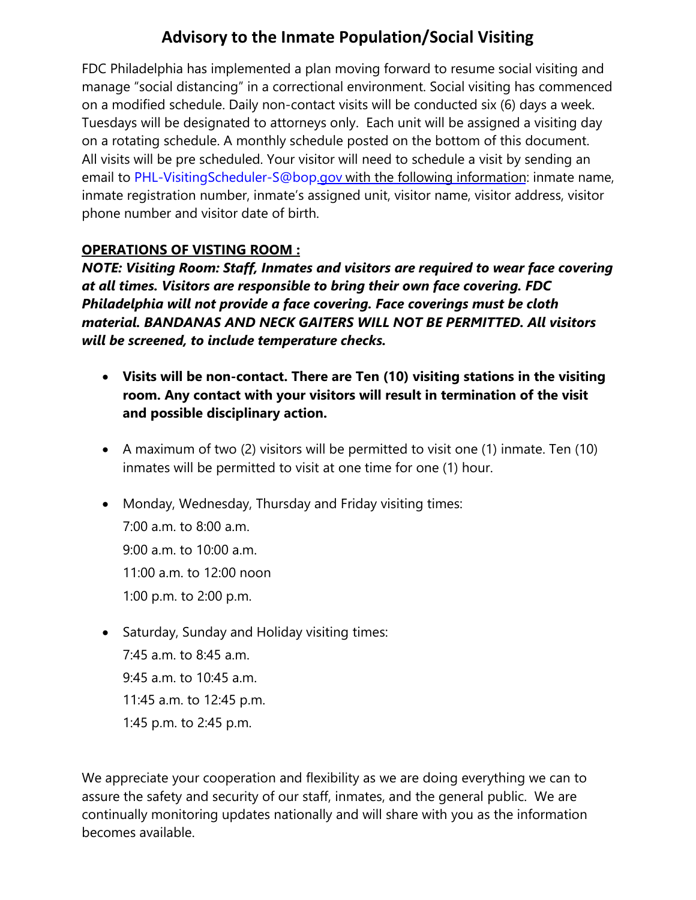# Advisory to the Inmate Population/Social Visiting

FDC Philadelphia has implemented a plan moving forward to resume social visiting and manage "social distancing" in a correctional environment. Social visiting has commenced on a modified schedule. Daily non-contact visits will be conducted six (6) days a week. Tuesdays will be designated to attorneys only. Each unit will be assigned a visiting day on a rotating schedule. A monthly schedule posted on the bottom of this document. All visits will be pre scheduled. Your visitor will need to schedule a visit by sending an email to PHL-VisitingScheduler-S@bop.gov with the following information: inmate name, inmate registration number, inmate's assigned unit, visitor name, visitor address, visitor phone number and visitor date of birth.

## OPERATIONS OF VISTING ROOM :

***NOTE: Visiting Room: Staff, Inmates and visitors are required to wear face covering at all times. Visitors are responsible to bring their own face covering. FDC Philadelphia will not provide a face covering. Face coverings must be cloth material. BANDANAS AND NECK GAITERS WILL NOT BE PERMITTED. All visitors will be screened, to include temperature checks.***

- **Visits will be non-contact. There are Ten (10) visiting stations in the visiting room. Any contact with your visitors will result in termination of the visit and possible disciplinary action.**
- A maximum of two (2) visitors will be permitted to visit one (1) inmate. Ten (10) inmates will be permitted to visit at one time for one (1) hour.
- Monday, Wednesday, Thursday and Friday visiting times:
  7:00 a.m. to 8:00 a.m.
  9:00 a.m. to 10:00 a.m.
  11:00 a.m. to 12:00 noon
  1:00 p.m. to 2:00 p.m.
- Saturday, Sunday and Holiday visiting times:
  7:45 a.m. to 8:45 a.m.
  9:45 a.m. to 10:45 a.m.
  11:45 a.m. to 12:45 p.m.
  1:45 p.m. to 2:45 p.m.

We appreciate your cooperation and flexibility as we are doing everything we can to assure the safety and security of our staff, inmates, and the general public. We are continually monitoring updates nationally and will share with you as the information becomes available.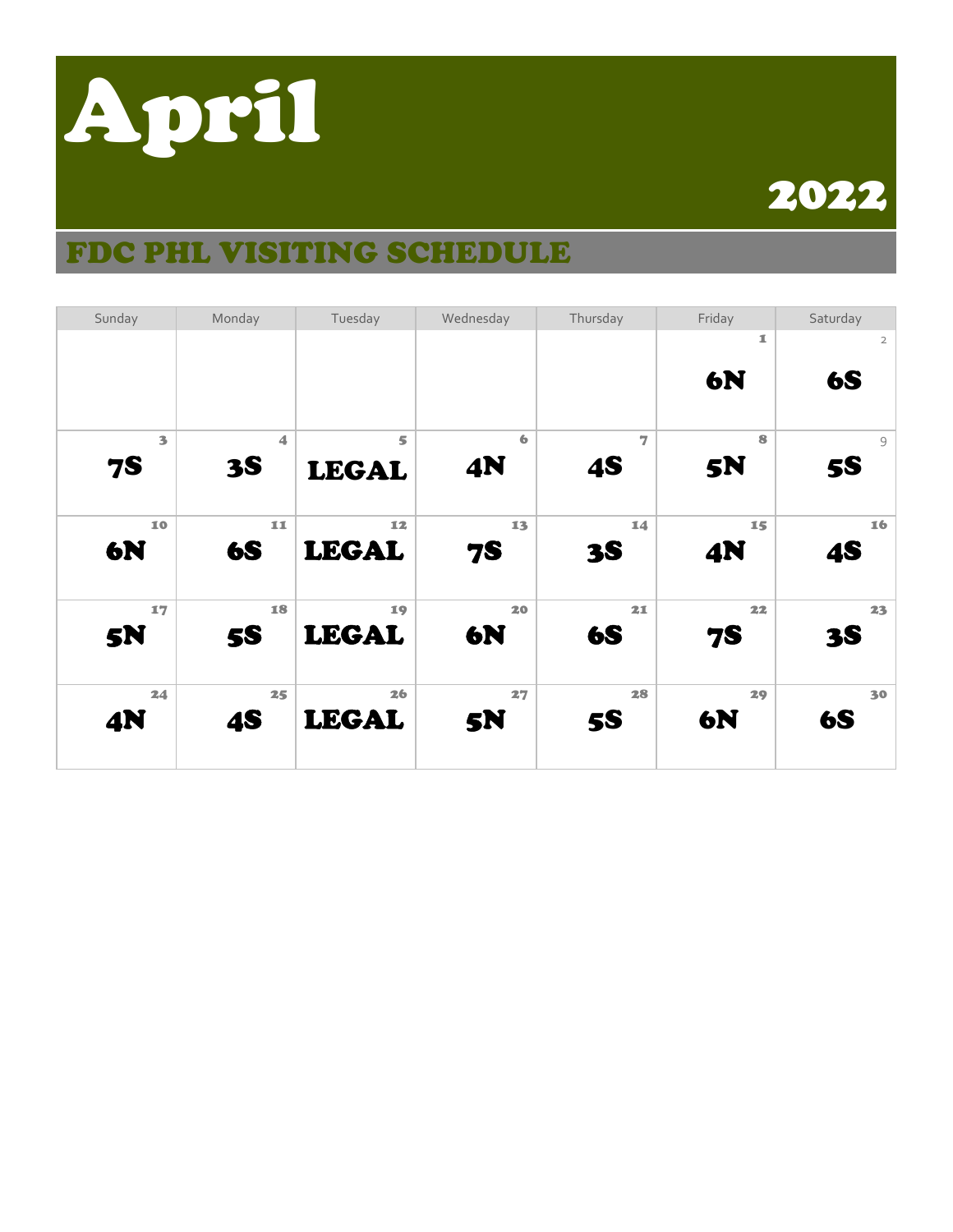# April

## 2022

## FDC PHL VISITING SCHEDULE

| Sunday | Monday | Tuesday | Wednesday | Thursday | Friday | Saturday |
|---|---|---|---|---|---|---|
| | | | | | 1 6N | 2 6S |
| 3 7S | 4 3S | 5 LEGAL | 6 4N | 7 4S | 8 5N | 9 5S |
| 10 6N | 11 6S | 12 LEGAL | 13 7S | 14 3S | 15 4N | 16 4S |
| 17 5N | 18 5S | 19 LEGAL | 20 6N | 21 6S | 22 7S | 23 3S |
| 24 4N | 25 4S | 26 LEGAL | 27 5N | 28 5S | 29 6N | 30 6S |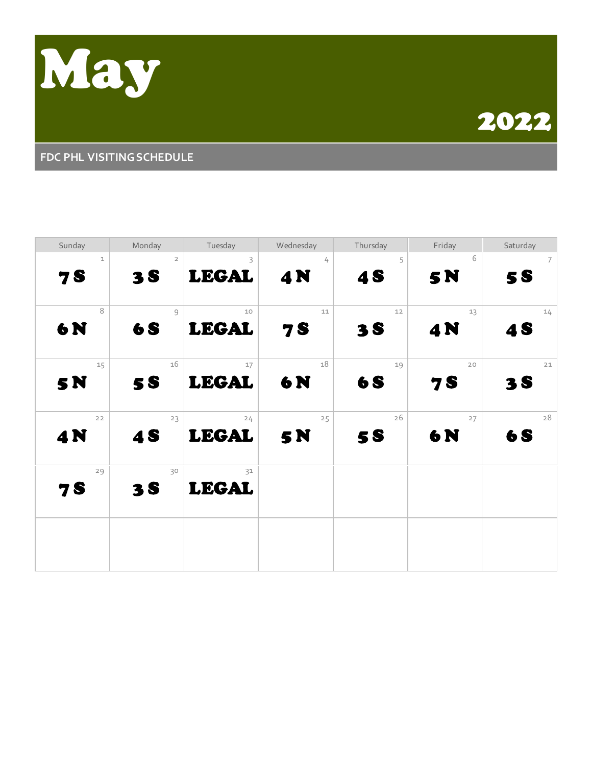# May

2022

**FDC PHL VISITING SCHEDULE**

| Sunday | Monday | Tuesday | Wednesday | Thursday | Friday | Saturday |
| --- | --- | --- | --- | --- | --- | --- |
| 1<br>7 S | 2<br>3 S | 3<br>LEGAL | 4<br>4 N | 5<br>4 S | 6<br>5 N | 7<br>5 S |
| 8<br>6 N | 9<br>6 S | 10<br>LEGAL | 11<br>7 S | 12<br>3 S | 13<br>4 N | 14<br>4 S |
| 15<br>5 N | 16<br>5 S | 17<br>LEGAL | 18<br>6 N | 19<br>6 S | 20<br>7 S | 21<br>3 S |
| 22<br>4 N | 23<br>4 S | 24<br>LEGAL | 25<br>5 N | 26<br>5 S | 27<br>6 N | 28<br>6 S |
| 29<br>7 S | 30<br>3 S | 31<br>LEGAL | | | | |
| | | | | | | |